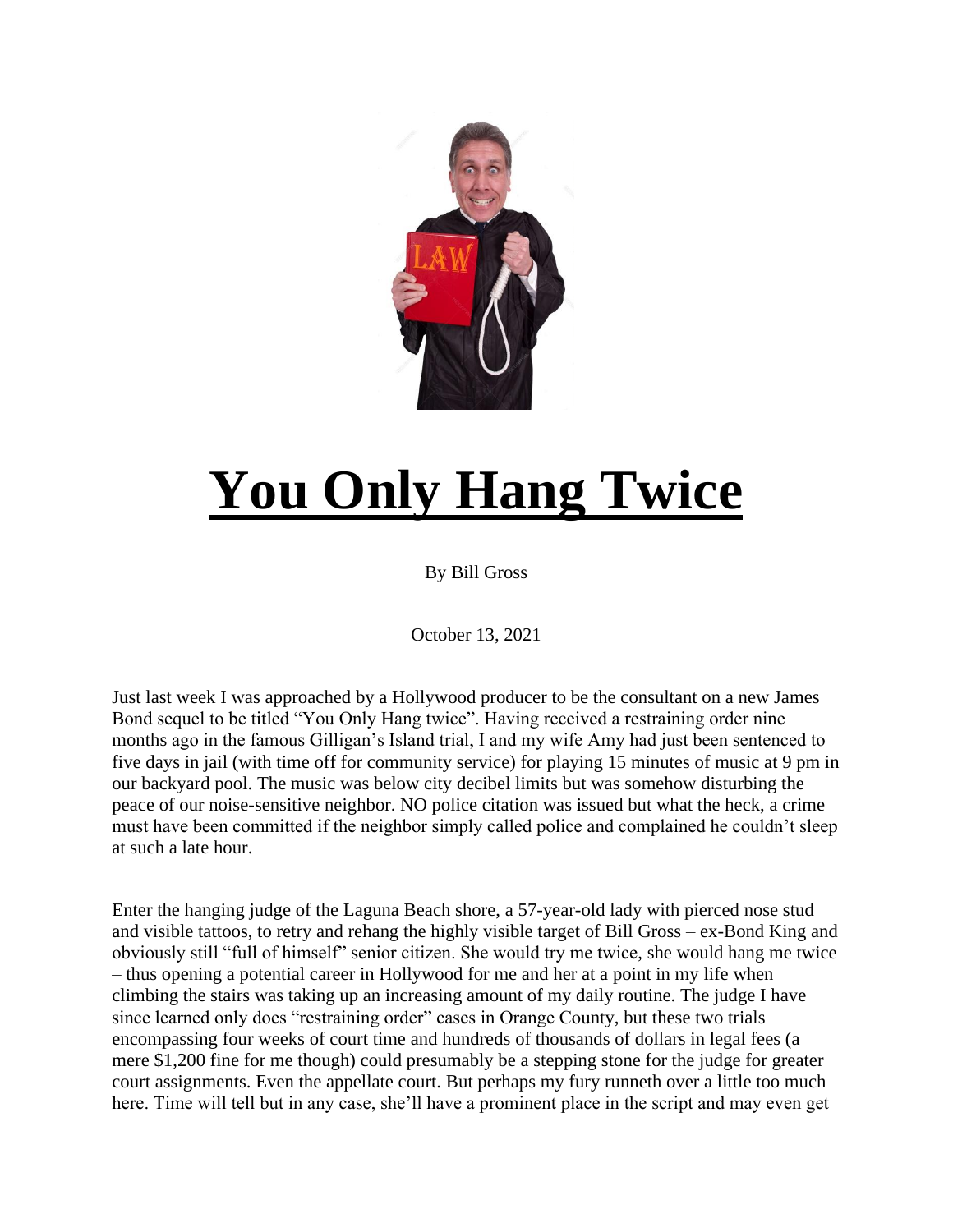# You Only Hang Twice

By Bill Gross

October 13, 2021

Just last week I was approached by a Hollywood producer to be the consultant on a new James Bond sequel to be titled "You Only Hang twice". Having received a restraining order nine months ago in the famous Gilligan's Island trial, I and my wife Amy had just been sentenced to five days in jail (with time off for community service) for playing 15 minutes of music at 9 pm in our backyard pool. The music was below city decibel limits but was somehow disturbing the peace of our noise-sensitive neighbor. NO police citation was issued but what the heck, a crime must have been committed if the neighbor simply called police and complained he couldn't sleep at such a late hour.

Enter the hanging judge of the Laguna Beach shore, a 57-year-old lady with pierced nose stud and visible tattoos, to retry and rehang the highly visible target of Bill Gross – ex-Bond King and obviously still "full of himself" senior citizen. She would try me twice, she would hang me twice – thus opening a potential career in Hollywood for me and her at a point in my life when climbing the stairs was taking up an increasing amount of my daily routine. The judge I have since learned only does "restraining order" cases in Orange County, but these two trials encompassing four weeks of court time and hundreds of thousands of dollars in legal fees (a mere $1,200 fine for me though) could presumably be a stepping stone for the judge for greater court assignments. Even the appellate court. But perhaps my fury runneth over a little too much here. Time will tell but in any case, she'll have a prominent place in the script and may even get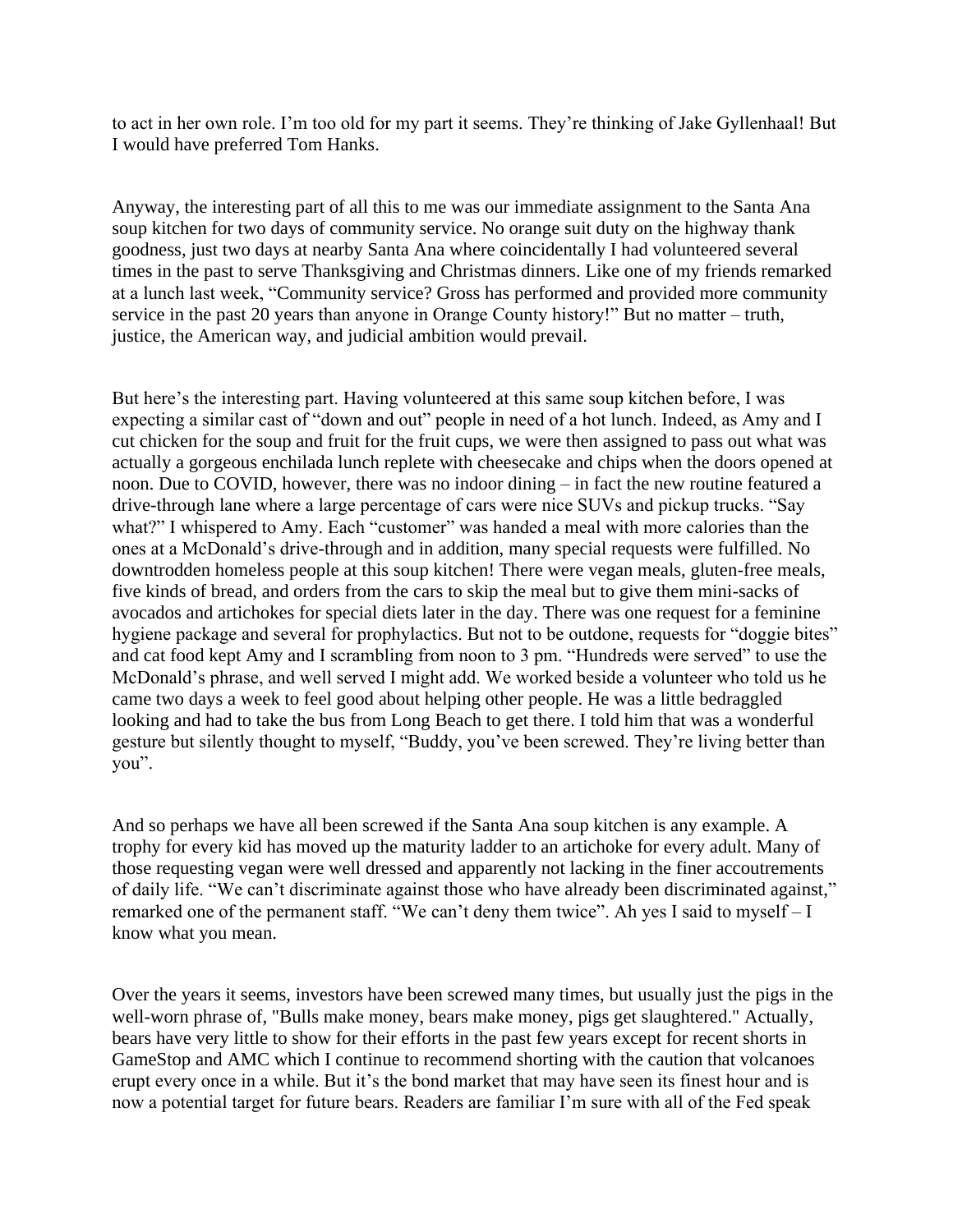to act in her own role. I'm too old for my part it seems. They're thinking of Jake Gyllenhaal! But I would have preferred Tom Hanks.

Anyway, the interesting part of all this to me was our immediate assignment to the Santa Ana soup kitchen for two days of community service. No orange suit duty on the highway thank goodness, just two days at nearby Santa Ana where coincidentally I had volunteered several times in the past to serve Thanksgiving and Christmas dinners. Like one of my friends remarked at a lunch last week, "Community service? Gross has performed and provided more community service in the past 20 years than anyone in Orange County history!" But no matter – truth, justice, the American way, and judicial ambition would prevail.

But here's the interesting part. Having volunteered at this same soup kitchen before, I was expecting a similar cast of "down and out" people in need of a hot lunch. Indeed, as Amy and I cut chicken for the soup and fruit for the fruit cups, we were then assigned to pass out what was actually a gorgeous enchilada lunch replete with cheesecake and chips when the doors opened at noon. Due to COVID, however, there was no indoor dining – in fact the new routine featured a drive-through lane where a large percentage of cars were nice SUVs and pickup trucks. "Say what?" I whispered to Amy. Each "customer" was handed a meal with more calories than the ones at a McDonald's drive-through and in addition, many special requests were fulfilled. No downtrodden homeless people at this soup kitchen! There were vegan meals, gluten-free meals, five kinds of bread, and orders from the cars to skip the meal but to give them mini-sacks of avocados and artichokes for special diets later in the day. There was one request for a feminine hygiene package and several for prophylactics. But not to be outdone, requests for "doggie bites" and cat food kept Amy and I scrambling from noon to 3 pm. "Hundreds were served" to use the McDonald's phrase, and well served I might add. We worked beside a volunteer who told us he came two days a week to feel good about helping other people. He was a little bedraggled looking and had to take the bus from Long Beach to get there. I told him that was a wonderful gesture but silently thought to myself, "Buddy, you've been screwed. They're living better than you".

And so perhaps we have all been screwed if the Santa Ana soup kitchen is any example. A trophy for every kid has moved up the maturity ladder to an artichoke for every adult. Many of those requesting vegan were well dressed and apparently not lacking in the finer accoutrements of daily life. "We can't discriminate against those who have already been discriminated against," remarked one of the permanent staff. "We can't deny them twice". Ah yes I said to myself – I know what you mean.

Over the years it seems, investors have been screwed many times, but usually just the pigs in the well-worn phrase of, "Bulls make money, bears make money, pigs get slaughtered." Actually, bears have very little to show for their efforts in the past few years except for recent shorts in GameStop and AMC which I continue to recommend shorting with the caution that volcanoes erupt every once in a while. But it's the bond market that may have seen its finest hour and is now a potential target for future bears. Readers are familiar I'm sure with all of the Fed speak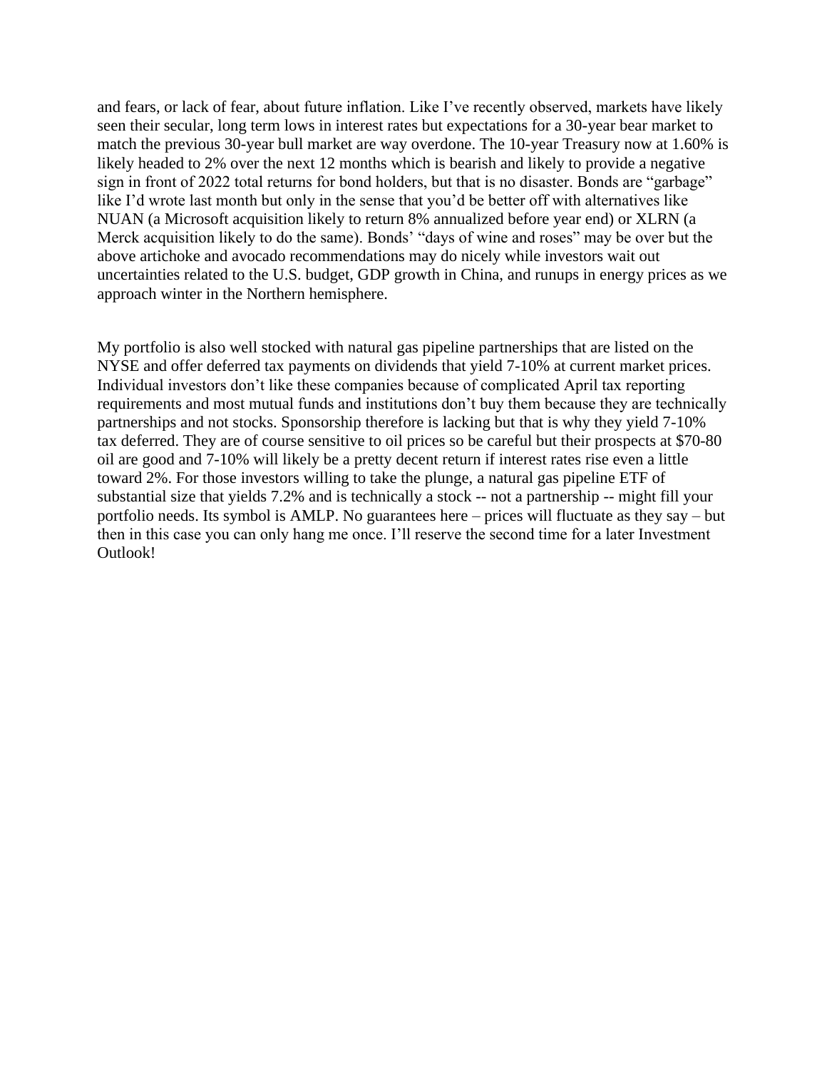and fears, or lack of fear, about future inflation. Like I've recently observed, markets have likely seen their secular, long term lows in interest rates but expectations for a 30-year bear market to match the previous 30-year bull market are way overdone. The 10-year Treasury now at 1.60% is likely headed to 2% over the next 12 months which is bearish and likely to provide a negative sign in front of 2022 total returns for bond holders, but that is no disaster. Bonds are "garbage" like I'd wrote last month but only in the sense that you'd be better off with alternatives like NUAN (a Microsoft acquisition likely to return 8% annualized before year end) or XLRN (a Merck acquisition likely to do the same). Bonds' "days of wine and roses" may be over but the above artichoke and avocado recommendations may do nicely while investors wait out uncertainties related to the U.S. budget, GDP growth in China, and runups in energy prices as we approach winter in the Northern hemisphere.

My portfolio is also well stocked with natural gas pipeline partnerships that are listed on the NYSE and offer deferred tax payments on dividends that yield 7-10% at current market prices. Individual investors don't like these companies because of complicated April tax reporting requirements and most mutual funds and institutions don't buy them because they are technically partnerships and not stocks. Sponsorship therefore is lacking but that is why they yield 7-10% tax deferred. They are of course sensitive to oil prices so be careful but their prospects at $70-80 oil are good and 7-10% will likely be a pretty decent return if interest rates rise even a little toward 2%. For those investors willing to take the plunge, a natural gas pipeline ETF of substantial size that yields 7.2% and is technically a stock -- not a partnership -- might fill your portfolio needs. Its symbol is AMLP. No guarantees here – prices will fluctuate as they say – but then in this case you can only hang me once. I'll reserve the second time for a later Investment Outlook!